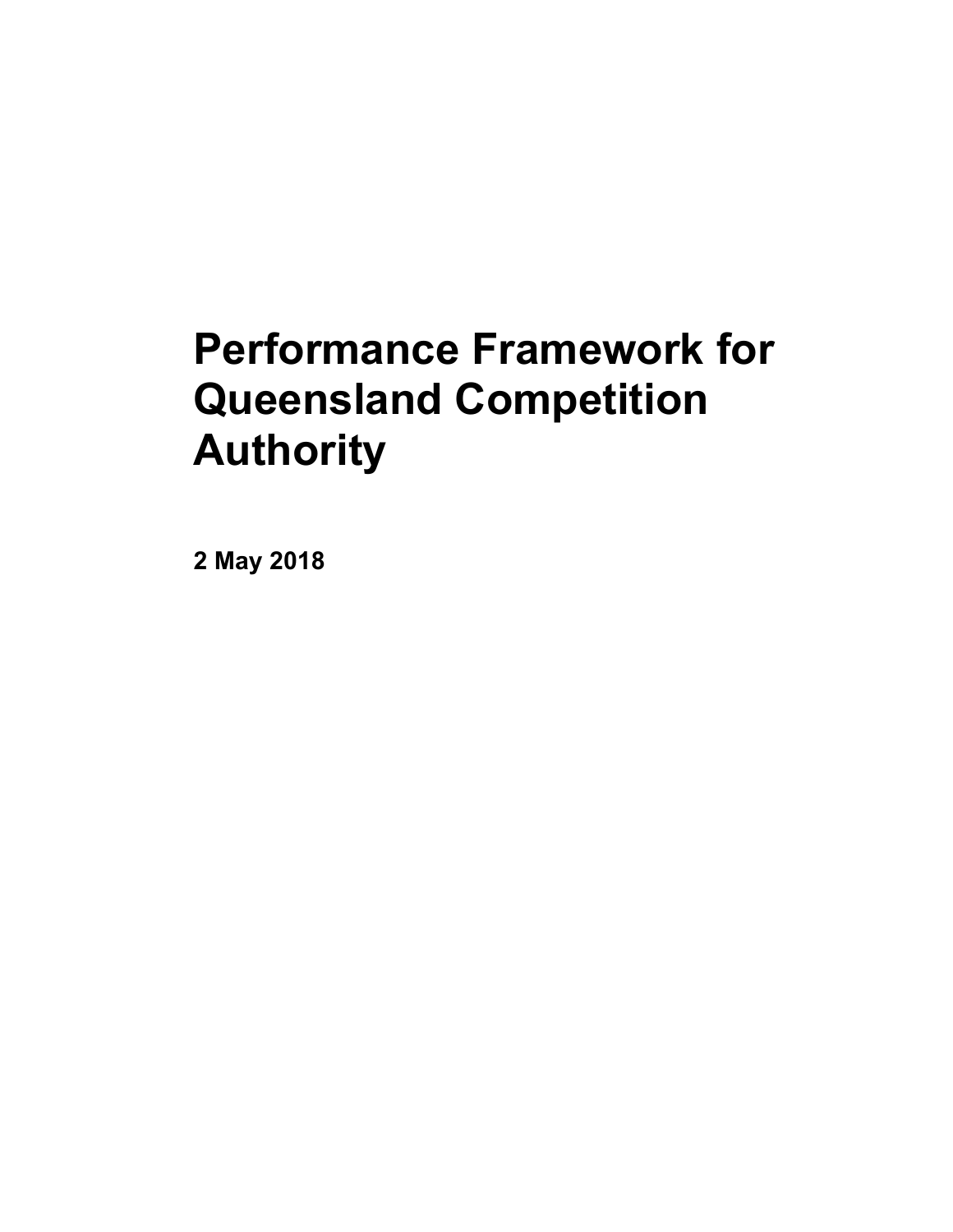# Performance Framework for Queensland Competition Authority

**2 May 2018**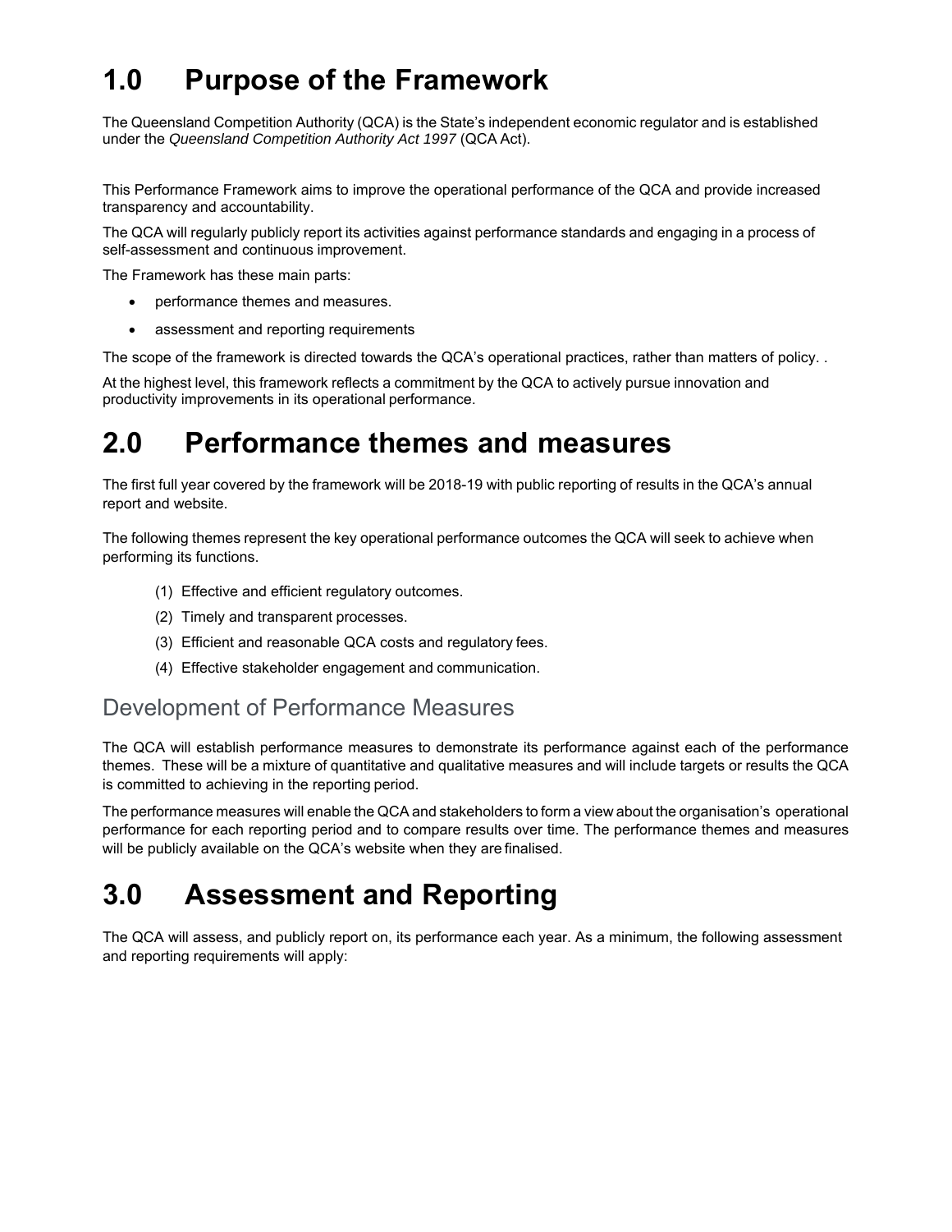# 1.0 Purpose of the Framework

The Queensland Competition Authority (QCA) is the State's independent economic regulator and is established under the *Queensland Competition Authority Act 1997* (QCA Act).

This Performance Framework aims to improve the operational performance of the QCA and provide increased transparency and accountability.

The QCA will regularly publicly report its activities against performance standards and engaging in a process of self-assessment and continuous improvement.

The Framework has these main parts:

- performance themes and measures.
- assessment and reporting requirements

The scope of the framework is directed towards the QCA's operational practices, rather than matters of policy. .

At the highest level, this framework reflects a commitment by the QCA to actively pursue innovation and productivity improvements in its operational performance.

# 2.0 Performance themes and measures

The first full year covered by the framework will be 2018-19 with public reporting of results in the QCA's annual report and website.

The following themes represent the key operational performance outcomes the QCA will seek to achieve when performing its functions.

(1) Effective and efficient regulatory outcomes.
(2) Timely and transparent processes.
(3) Efficient and reasonable QCA costs and regulatory fees.
(4) Effective stakeholder engagement and communication.

## Development of Performance Measures

The QCA will establish performance measures to demonstrate its performance against each of the performance themes. These will be a mixture of quantitative and qualitative measures and will include targets or results the QCA is committed to achieving in the reporting period.

The performance measures will enable the QCA and stakeholders to form a view about the organisation's operational performance for each reporting period and to compare results over time. The performance themes and measures will be publicly available on the QCA's website when they are finalised.

# 3.0 Assessment and Reporting

The QCA will assess, and publicly report on, its performance each year. As a minimum, the following assessment and reporting requirements will apply: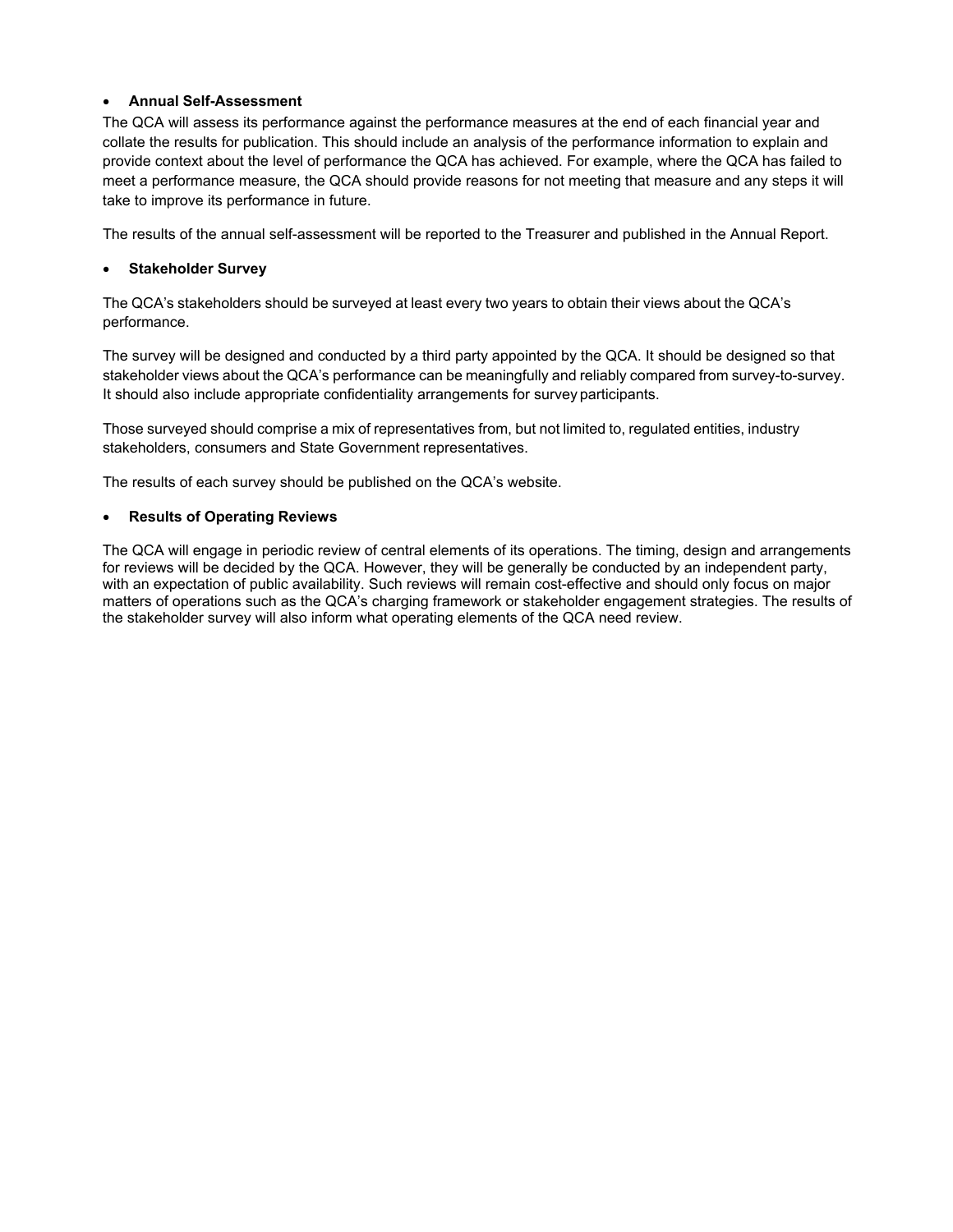- **Annual Self-Assessment**

The QCA will assess its performance against the performance measures at the end of each financial year and collate the results for publication. This should include an analysis of the performance information to explain and provide context about the level of performance the QCA has achieved. For example, where the QCA has failed to meet a performance measure, the QCA should provide reasons for not meeting that measure and any steps it will take to improve its performance in future.

The results of the annual self-assessment will be reported to the Treasurer and published in the Annual Report.

- **Stakeholder Survey**

The QCA's stakeholders should be surveyed at least every two years to obtain their views about the QCA's performance.

The survey will be designed and conducted by a third party appointed by the QCA. It should be designed so that stakeholder views about the QCA's performance can be meaningfully and reliably compared from survey-to-survey. It should also include appropriate confidentiality arrangements for survey participants.

Those surveyed should comprise a mix of representatives from, but not limited to, regulated entities, industry stakeholders, consumers and State Government representatives.

The results of each survey should be published on the QCA's website.

- **Results of Operating Reviews**

The QCA will engage in periodic review of central elements of its operations. The timing, design and arrangements for reviews will be decided by the QCA. However, they will be generally be conducted by an independent party, with an expectation of public availability. Such reviews will remain cost-effective and should only focus on major matters of operations such as the QCA's charging framework or stakeholder engagement strategies. The results of the stakeholder survey will also inform what operating elements of the QCA need review.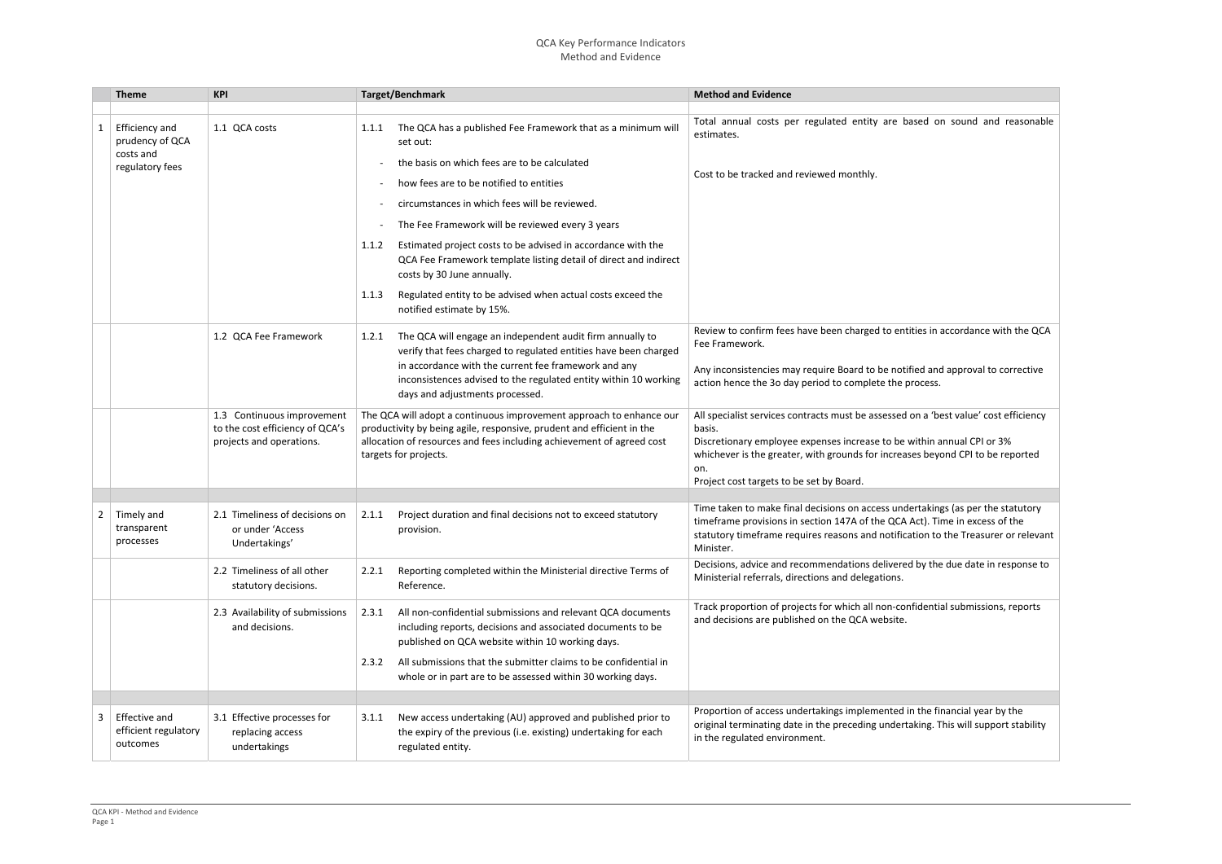# QCA Key Performance Indicators
## Method and Evidence

| | Theme | KPI | Target/Benchmark | Method and Evidence |
|---|---|---|---|---|
| 1 | Efficiency and prudency of QCA costs and regulatory fees | 1.1 QCA costs | 1.1.1 The QCA has a published Fee Framework that as a minimum will set out:<br>- the basis on which fees are to be calculated<br>- how fees are to be notified to entities<br>- circumstances in which fees will be reviewed.<br>- The Fee Framework will be reviewed every 3 years<br>1.1.2 Estimated project costs to be advised in accordance with the QCA Fee Framework template listing detail of direct and indirect costs by 30 June annually.<br>1.1.3 Regulated entity to be advised when actual costs exceed the notified estimate by 15%. | Total annual costs per regulated entity are based on sound and reasonable estimates.<br><br>Cost to be tracked and reviewed monthly. |
| | | 1.2 QCA Fee Framework | 1.2.1 The QCA will engage an independent audit firm annually to verify that fees charged to regulated entities have been charged in accordance with the current fee framework and any inconsistences advised to the regulated entity within 10 working days and adjustments processed. | Review to confirm fees have been charged to entities in accordance with the QCA Fee Framework.<br><br>Any inconsistencies may require Board to be notified and approval to corrective action hence the 3o day period to complete the process. |
| | | 1.3 Continuous improvement to the cost efficiency of QCA's projects and operations. | The QCA will adopt a continuous improvement approach to enhance our productivity by being agile, responsive, prudent and efficient in the allocation of resources and fees including achievement of agreed cost targets for projects. | All specialist services contracts must be assessed on a 'best value' cost efficiency basis.<br>Discretionary employee expenses increase to be within annual CPI or 3% whichever is the greater, with grounds for increases beyond CPI to be reported on.<br>Project cost targets to be set by Board. |
| 2 | Timely and transparent processes | 2.1 Timeliness of decisions on or under 'Access Undertakings' | 2.1.1 Project duration and final decisions not to exceed statutory provision. | Time taken to make final decisions on access undertakings (as per the statutory timeframe provisions in section 147A of the QCA Act). Time in excess of the statutory timeframe requires reasons and notification to the Treasurer or relevant Minister. |
| | | 2.2 Timeliness of all other statutory decisions. | 2.2.1 Reporting completed within the Ministerial directive Terms of Reference. | Decisions, advice and recommendations delivered by the due date in response to Ministerial referrals, directions and delegations. |
| | | 2.3 Availability of submissions and decisions. | 2.3.1 All non-confidential submissions and relevant QCA documents including reports, decisions and associated documents to be published on QCA website within 10 working days.<br>2.3.2 All submissions that the submitter claims to be confidential in whole or in part are to be assessed within 30 working days. | Track proportion of projects for which all non-confidential submissions, reports and decisions are published on the QCA website. |
| 3 | Effective and efficient regulatory outcomes | 3.1 Effective processes for replacing access undertakings | 3.1.1 New access undertaking (AU) approved and published prior to the expiry of the previous (i.e. existing) undertaking for each regulated entity. | Proportion of access undertakings implemented in the financial year by the original terminating date in the preceding undertaking. This will support stability in the regulated environment. |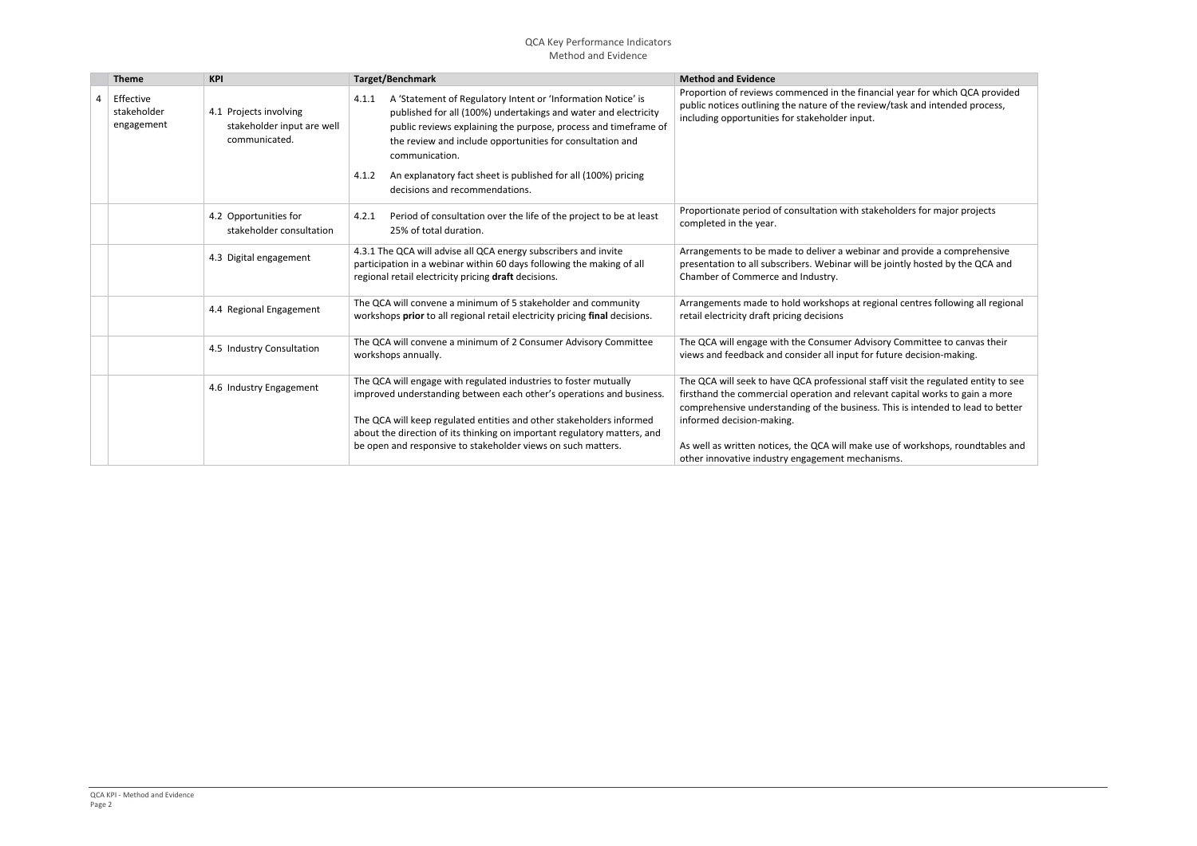QCA Key Performance Indicators
Method and Evidence

| | Theme | KPI | Target/Benchmark | Method and Evidence |
|---|---|---|---|---|
| 4 | Effective stakeholder engagement | 4.1 Projects involving stakeholder input are well communicated. | 4.1.1 A 'Statement of Regulatory Intent or 'Information Notice' is published for all (100%) undertakings and water and electricity public reviews explaining the purpose, process and timeframe of the review and include opportunities for consultation and communication.<br><br>4.1.2 An explanatory fact sheet is published for all (100%) pricing decisions and recommendations. | Proportion of reviews commenced in the financial year for which QCA provided public notices outlining the nature of the review/task and intended process, including opportunities for stakeholder input. |
| | | 4.2 Opportunities for stakeholder consultation | 4.2.1 Period of consultation over the life of the project to be at least 25% of total duration. | Proportionate period of consultation with stakeholders for major projects completed in the year. |
| | | 4.3 Digital engagement | 4.3.1 The QCA will advise all QCA energy subscribers and invite participation in a webinar within 60 days following the making of all regional retail electricity pricing **draft** decisions. | Arrangements to be made to deliver a webinar and provide a comprehensive presentation to all subscribers. Webinar will be jointly hosted by the QCA and Chamber of Commerce and Industry. |
| | | 4.4 Regional Engagement | The QCA will convene a minimum of 5 stakeholder and community workshops **prior** to all regional retail electricity pricing **final** decisions. | Arrangements made to hold workshops at regional centres following all regional retail electricity draft pricing decisions |
| | | 4.5 Industry Consultation | The QCA will convene a minimum of 2 Consumer Advisory Committee workshops annually. | The QCA will engage with the Consumer Advisory Committee to canvas their views and feedback and consider all input for future decision-making. |
| | | 4.6 Industry Engagement | The QCA will engage with regulated industries to foster mutually improved understanding between each other's operations and business.<br><br>The QCA will keep regulated entities and other stakeholders informed about the direction of its thinking on important regulatory matters, and be open and responsive to stakeholder views on such matters. | The QCA will seek to have QCA professional staff visit the regulated entity to see firsthand the commercial operation and relevant capital works to gain a more comprehensive understanding of the business. This is intended to lead to better informed decision-making.<br><br>As well as written notices, the QCA will make use of workshops, roundtables and other innovative industry engagement mechanisms. |